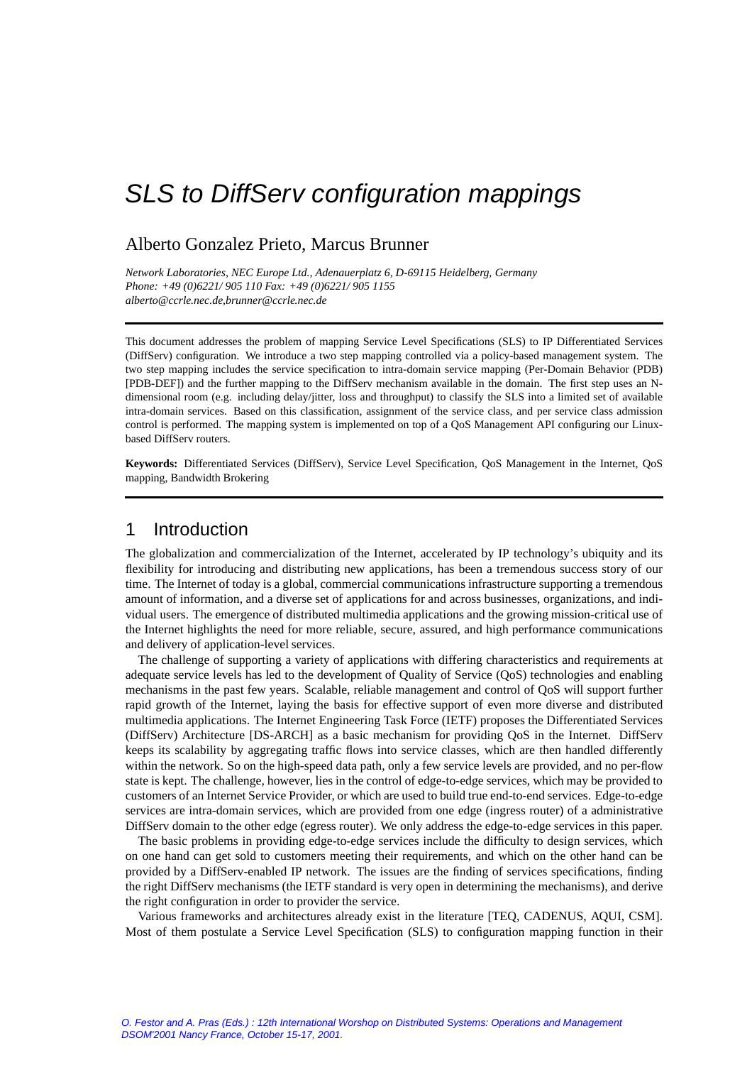# SLS to DiffServ configuration mappings

Alberto Gonzalez Prieto, Marcus Brunner

*Network Laboratories, NEC Europe Ltd., Adenauerplatz 6, D-69115 Heidelberg, Germany*
*Phone: +49 (0)6221/ 905 110 Fax: +49 (0)6221/ 905 1155*
*alberto@ccrle.nec.de,brunner@ccrle.nec.de*

---

This document addresses the problem of mapping Service Level Specifications (SLS) to IP Differentiated Services (DiffServ) configuration. We introduce a two step mapping controlled via a policy-based management system. The two step mapping includes the service specification to intra-domain service mapping (Per-Domain Behavior (PDB) [PDB-DEF]) and the further mapping to the DiffServ mechanism available in the domain. The first step uses an N-dimensional room (e.g. including delay/jitter, loss and throughput) to classify the SLS into a limited set of available intra-domain services. Based on this classification, assignment of the service class, and per service class admission control is performed. The mapping system is implemented on top of a QoS Management API configuring our Linux-based DiffServ routers.

**Keywords:** Differentiated Services (DiffServ), Service Level Specification, QoS Management in the Internet, QoS mapping, Bandwidth Brokering

---

## 1 Introduction

The globalization and commercialization of the Internet, accelerated by IP technology's ubiquity and its flexibility for introducing and distributing new applications, has been a tremendous success story of our time. The Internet of today is a global, commercial communications infrastructure supporting a tremendous amount of information, and a diverse set of applications for and across businesses, organizations, and individual users. The emergence of distributed multimedia applications and the growing mission-critical use of the Internet highlights the need for more reliable, secure, assured, and high performance communications and delivery of application-level services.

The challenge of supporting a variety of applications with differing characteristics and requirements at adequate service levels has led to the development of Quality of Service (QoS) technologies and enabling mechanisms in the past few years. Scalable, reliable management and control of QoS will support further rapid growth of the Internet, laying the basis for effective support of even more diverse and distributed multimedia applications. The Internet Engineering Task Force (IETF) proposes the Differentiated Services (DiffServ) Architecture [DS-ARCH] as a basic mechanism for providing QoS in the Internet. DiffServ keeps its scalability by aggregating traffic flows into service classes, which are then handled differently within the network. So on the high-speed data path, only a few service levels are provided, and no per-flow state is kept. The challenge, however, lies in the control of edge-to-edge services, which may be provided to customers of an Internet Service Provider, or which are used to build true end-to-end services. Edge-to-edge services are intra-domain services, which are provided from one edge (ingress router) of a administrative DiffServ domain to the other edge (egress router). We only address the edge-to-edge services in this paper.

The basic problems in providing edge-to-edge services include the difficulty to design services, which on one hand can get sold to customers meeting their requirements, and which on the other hand can be provided by a DiffServ-enabled IP network. The issues are the finding of services specifications, finding the right DiffServ mechanisms (the IETF standard is very open in determining the mechanisms), and derive the right configuration in order to provider the service.

Various frameworks and architectures already exist in the literature [TEQ, CADENUS, AQUI, CSM]. Most of them postulate a Service Level Specification (SLS) to configuration mapping function in their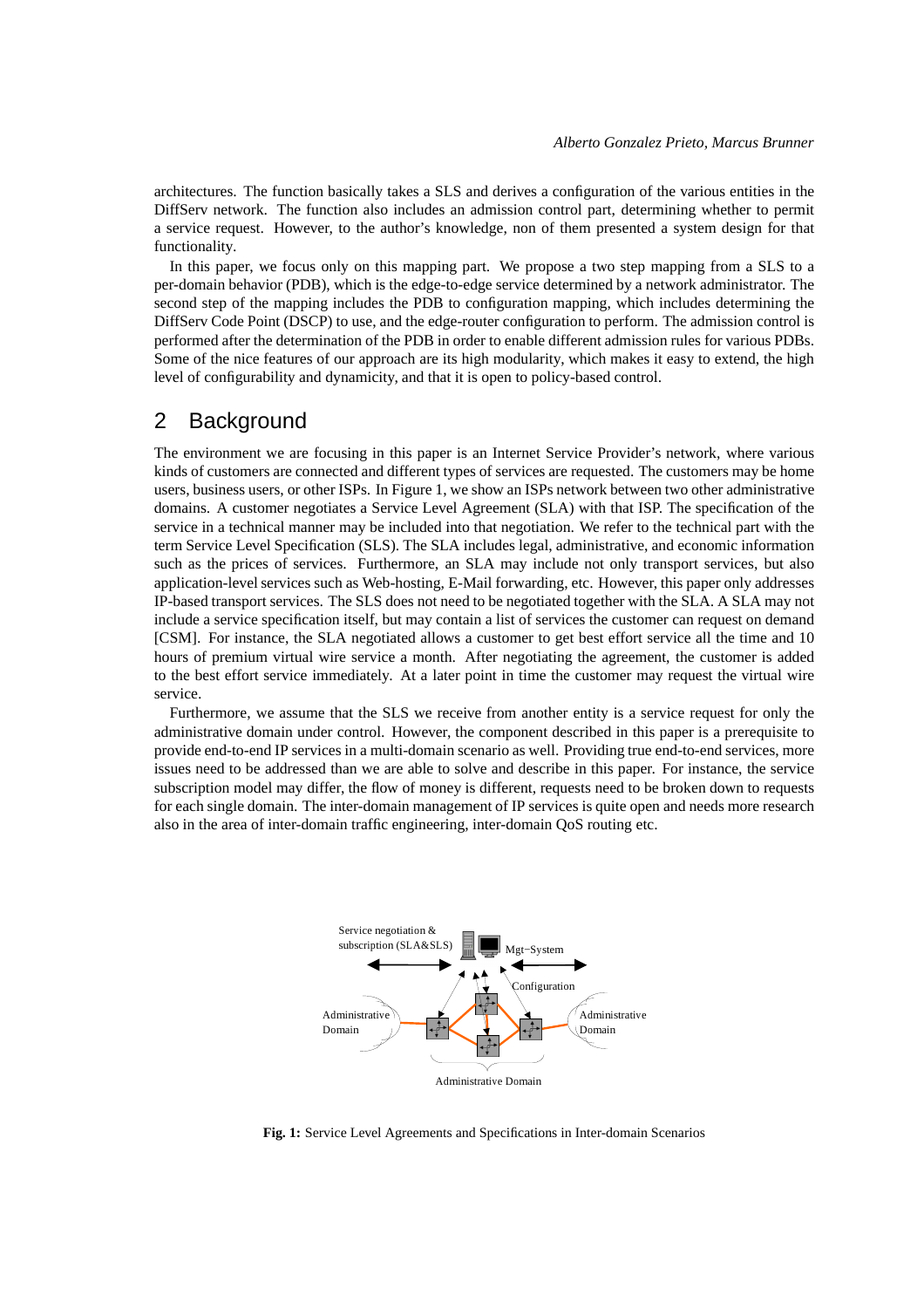architectures. The function basically takes a SLS and derives a configuration of the various entities in the DiffServ network. The function also includes an admission control part, determining whether to permit a service request. However, to the author's knowledge, non of them presented a system design for that functionality.

In this paper, we focus only on this mapping part. We propose a two step mapping from a SLS to a per-domain behavior (PDB), which is the edge-to-edge service determined by a network administrator. The second step of the mapping includes the PDB to configuration mapping, which includes determining the DiffServ Code Point (DSCP) to use, and the edge-router configuration to perform. The admission control is performed after the determination of the PDB in order to enable different admission rules for various PDBs. Some of the nice features of our approach are its high modularity, which makes it easy to extend, the high level of configurability and dynamicity, and that it is open to policy-based control.

## 2 Background

The environment we are focusing in this paper is an Internet Service Provider's network, where various kinds of customers are connected and different types of services are requested. The customers may be home users, business users, or other ISPs. In Figure 1, we show an ISPs network between two other administrative domains. A customer negotiates a Service Level Agreement (SLA) with that ISP. The specification of the service in a technical manner may be included into that negotiation. We refer to the technical part with the term Service Level Specification (SLS). The SLA includes legal, administrative, and economic information such as the prices of services. Furthermore, an SLA may include not only transport services, but also application-level services such as Web-hosting, E-Mail forwarding, etc. However, this paper only addresses IP-based transport services. The SLS does not need to be negotiated together with the SLA. A SLA may not include a service specification itself, but may contain a list of services the customer can request on demand [CSM]. For instance, the SLA negotiated allows a customer to get best effort service all the time and 10 hours of premium virtual wire service a month. After negotiating the agreement, the customer is added to the best effort service immediately. At a later point in time the customer may request the virtual wire service.

Furthermore, we assume that the SLS we receive from another entity is a service request for only the administrative domain under control. However, the component described in this paper is a prerequisite to provide end-to-end IP services in a multi-domain scenario as well. Providing true end-to-end services, more issues need to be addressed than we are able to solve and describe in this paper. For instance, the service subscription model may differ, the flow of money is different, requests need to be broken down to requests for each single domain. The inter-domain management of IP services is quite open and needs more research also in the area of inter-domain traffic engineering, inter-domain QoS routing etc.

Service negotiation & subscription (SLA&SLS)

Mgt−System

Configuration

Administrative Domain

Administrative Domain

Administrative Domain

**Fig. 1:** Service Level Agreements and Specifications in Inter-domain Scenarios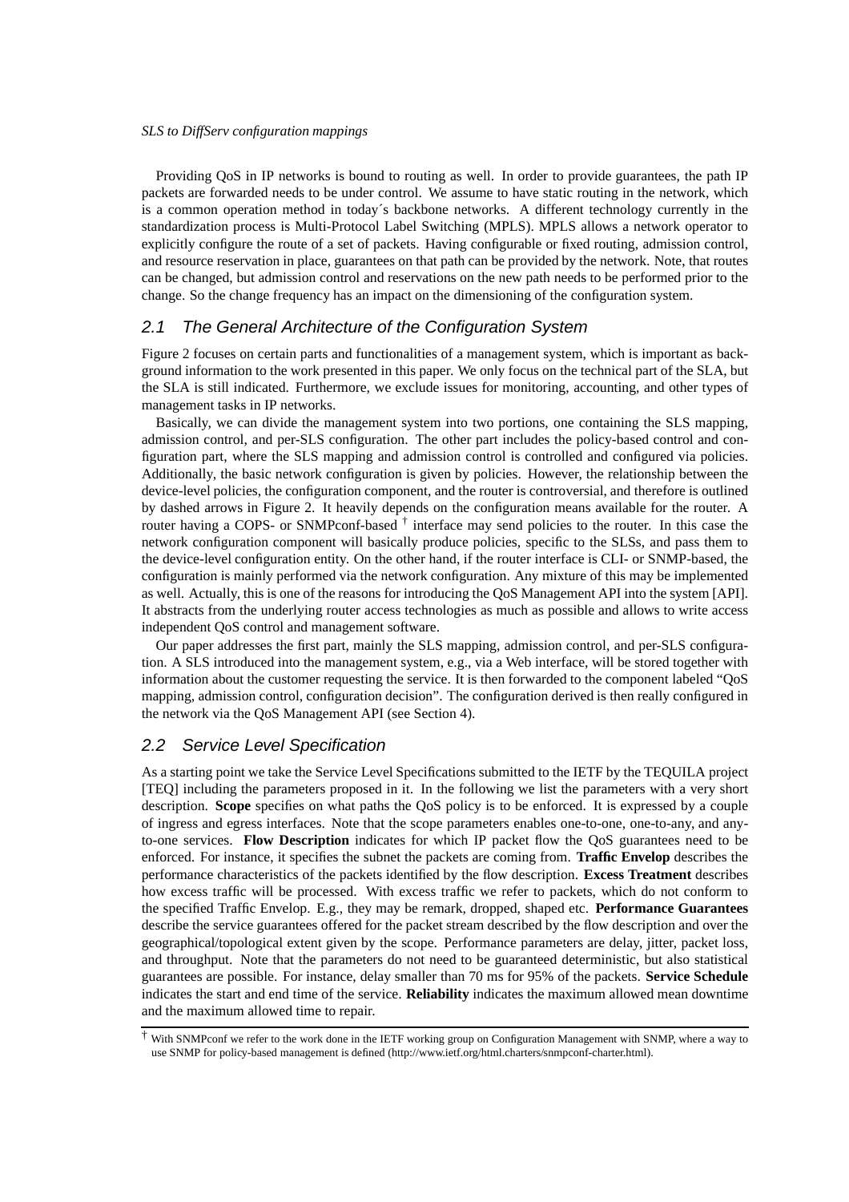Providing QoS in IP networks is bound to routing as well. In order to provide guarantees, the path IP packets are forwarded needs to be under control. We assume to have static routing in the network, which is a common operation method in today´s backbone networks. A different technology currently in the standardization process is Multi-Protocol Label Switching (MPLS). MPLS allows a network operator to explicitly configure the route of a set of packets. Having configurable or fixed routing, admission control, and resource reservation in place, guarantees on that path can be provided by the network. Note, that routes can be changed, but admission control and reservations on the new path needs to be performed prior to the change. So the change frequency has an impact on the dimensioning of the configuration system.

## 2.1 The General Architecture of the Configuration System

Figure 2 focuses on certain parts and functionalities of a management system, which is important as background information to the work presented in this paper. We only focus on the technical part of the SLA, but the SLA is still indicated. Furthermore, we exclude issues for monitoring, accounting, and other types of management tasks in IP networks.

Basically, we can divide the management system into two portions, one containing the SLS mapping, admission control, and per-SLS configuration. The other part includes the policy-based control and configuration part, where the SLS mapping and admission control is controlled and configured via policies. Additionally, the basic network configuration is given by policies. However, the relationship between the device-level policies, the configuration component, and the router is controversial, and therefore is outlined by dashed arrows in Figure 2. It heavily depends on the configuration means available for the router. A router having a COPS- or SNMPconf-based † interface may send policies to the router. In this case the network configuration component will basically produce policies, specific to the SLSs, and pass them to the device-level configuration entity. On the other hand, if the router interface is CLI- or SNMP-based, the configuration is mainly performed via the network configuration. Any mixture of this may be implemented as well. Actually, this is one of the reasons for introducing the QoS Management API into the system [API]. It abstracts from the underlying router access technologies as much as possible and allows to write access independent QoS control and management software.

Our paper addresses the first part, mainly the SLS mapping, admission control, and per-SLS configuration. A SLS introduced into the management system, e.g., via a Web interface, will be stored together with information about the customer requesting the service. It is then forwarded to the component labeled "QoS mapping, admission control, configuration decision". The configuration derived is then really configured in the network via the QoS Management API (see Section 4).

## 2.2 Service Level Specification

As a starting point we take the Service Level Specifications submitted to the IETF by the TEQUILA project [TEQ] including the parameters proposed in it. In the following we list the parameters with a very short description. **Scope** specifies on what paths the QoS policy is to be enforced. It is expressed by a couple of ingress and egress interfaces. Note that the scope parameters enables one-to-one, one-to-any, and any-to-one services. **Flow Description** indicates for which IP packet flow the QoS guarantees need to be enforced. For instance, it specifies the subnet the packets are coming from. **Traffic Envelop** describes the performance characteristics of the packets identified by the flow description. **Excess Treatment** describes how excess traffic will be processed. With excess traffic we refer to packets, which do not conform to the specified Traffic Envelop. E.g., they may be remark, dropped, shaped etc. **Performance Guarantees** describe the service guarantees offered for the packet stream described by the flow description and over the geographical/topological extent given by the scope. Performance parameters are delay, jitter, packet loss, and throughput. Note that the parameters do not need to be guaranteed deterministic, but also statistical guarantees are possible. For instance, delay smaller than 70 ms for 95% of the packets. **Service Schedule** indicates the start and end time of the service. **Reliability** indicates the maximum allowed mean downtime and the maximum allowed time to repair.

† With SNMPconf we refer to the work done in the IETF working group on Configuration Management with SNMP, where a way to use SNMP for policy-based management is defined (http://www.ietf.org/html.charters/snmpconf-charter.html).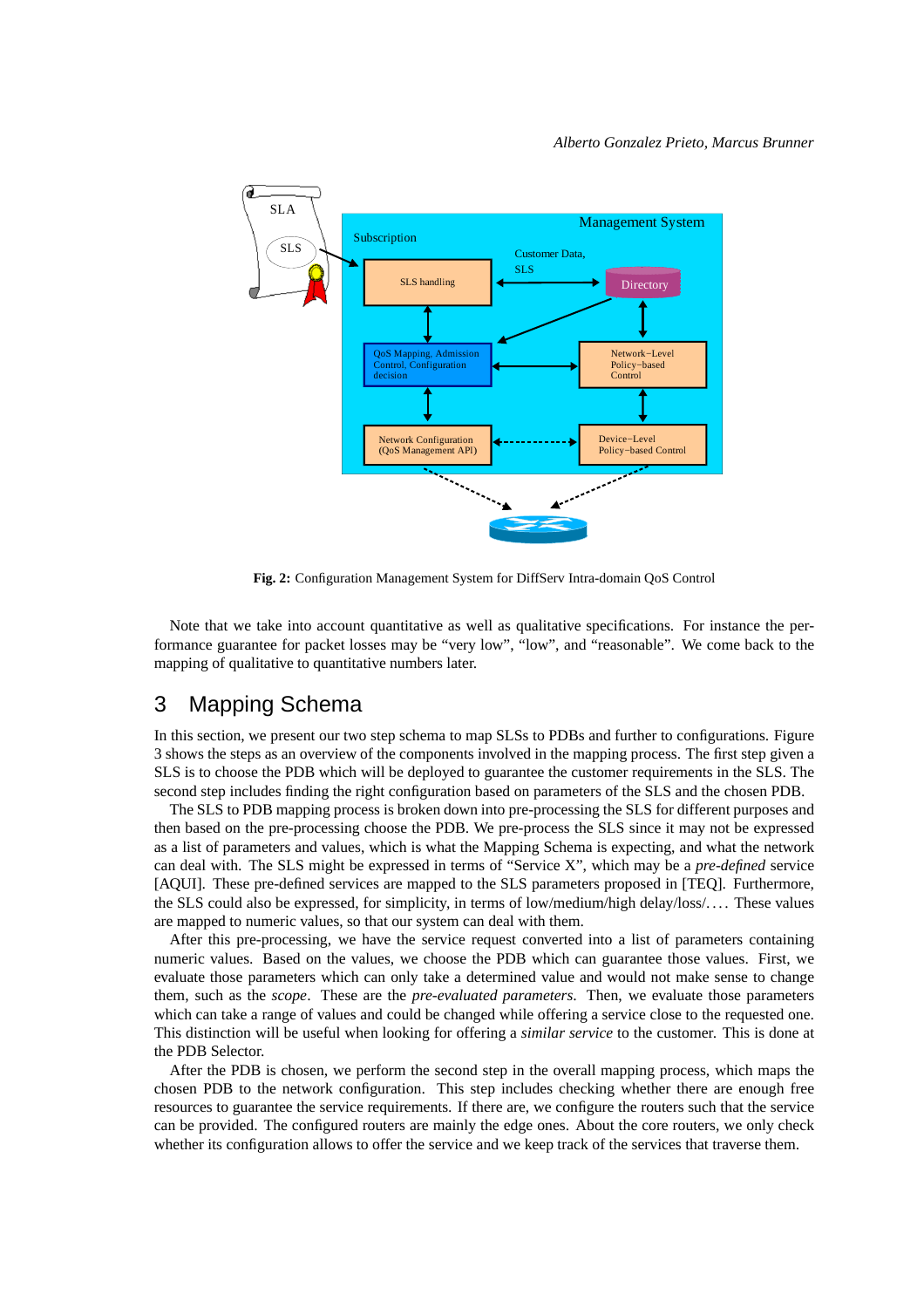**Fig. 2:** Configuration Management System for DiffServ Intra-domain QoS Control

Note that we take into account quantitative as well as qualitative specifications. For instance the performance guarantee for packet losses may be "very low", "low", and "reasonable". We come back to the mapping of qualitative to quantitative numbers later.

## 3 Mapping Schema

In this section, we present our two step schema to map SLSs to PDBs and further to configurations. Figure 3 shows the steps as an overview of the components involved in the mapping process. The first step given a SLS is to choose the PDB which will be deployed to guarantee the customer requirements in the SLS. The second step includes finding the right configuration based on parameters of the SLS and the chosen PDB.

The SLS to PDB mapping process is broken down into pre-processing the SLS for different purposes and then based on the pre-processing choose the PDB. We pre-process the SLS since it may not be expressed as a list of parameters and values, which is what the Mapping Schema is expecting, and what the network can deal with. The SLS might be expressed in terms of "Service X", which may be a *pre-defined* service [AQUI]. These pre-defined services are mapped to the SLS parameters proposed in [TEQ]. Furthermore, the SLS could also be expressed, for simplicity, in terms of low/medium/high delay/loss/. . . . These values are mapped to numeric values, so that our system can deal with them.

After this pre-processing, we have the service request converted into a list of parameters containing numeric values. Based on the values, we choose the PDB which can guarantee those values. First, we evaluate those parameters which can only take a determined value and would not make sense to change them, such as the *scope*. These are the *pre-evaluated parameters*. Then, we evaluate those parameters which can take a range of values and could be changed while offering a service close to the requested one. This distinction will be useful when looking for offering a *similar service* to the customer. This is done at the PDB Selector.

After the PDB is chosen, we perform the second step in the overall mapping process, which maps the chosen PDB to the network configuration. This step includes checking whether there are enough free resources to guarantee the service requirements. If there are, we configure the routers such that the service can be provided. The configured routers are mainly the edge ones. About the core routers, we only check whether its configuration allows to offer the service and we keep track of the services that traverse them.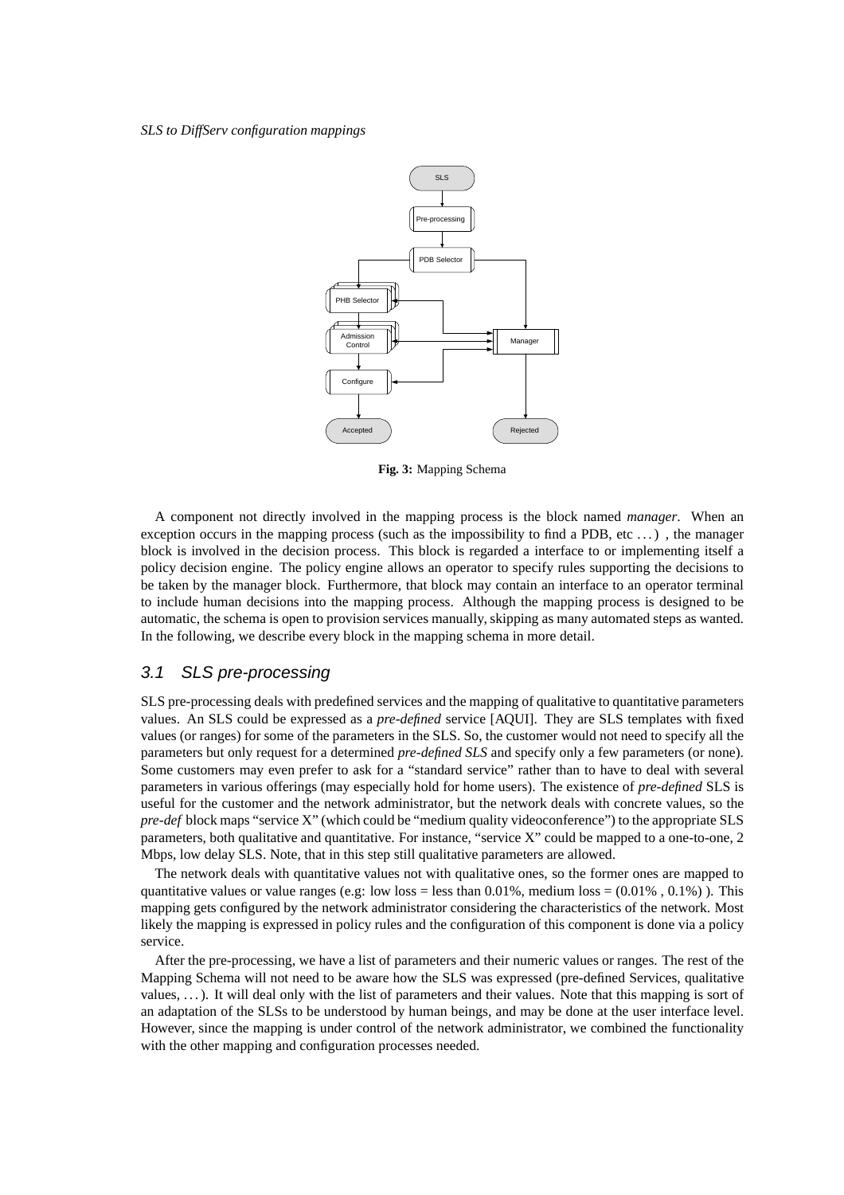**Fig. 3:** Mapping Schema

A component not directly involved in the mapping process is the block named *manager*. When an exception occurs in the mapping process (such as the impossibility to find a PDB, etc . . . ) , the manager block is involved in the decision process. This block is regarded a interface to or implementing itself a policy decision engine. The policy engine allows an operator to specify rules supporting the decisions to be taken by the manager block. Furthermore, that block may contain an interface to an operator terminal to include human decisions into the mapping process. Although the mapping process is designed to be automatic, the schema is open to provision services manually, skipping as many automated steps as wanted. In the following, we describe every block in the mapping schema in more detail.

## 3.1 SLS pre-processing

SLS pre-processing deals with predefined services and the mapping of qualitative to quantitative parameters values. An SLS could be expressed as a *pre-defined* service [AQUI]. They are SLS templates with fixed values (or ranges) for some of the parameters in the SLS. So, the customer would not need to specify all the parameters but only request for a determined *pre-defined SLS* and specify only a few parameters (or none). Some customers may even prefer to ask for a "standard service" rather than to have to deal with several parameters in various offerings (may especially hold for home users). The existence of *pre-defined* SLS is useful for the customer and the network administrator, but the network deals with concrete values, so the *pre-def* block maps "service X" (which could be "medium quality videoconference") to the appropriate SLS parameters, both qualitative and quantitative. For instance, "service X" could be mapped to a one-to-one, 2 Mbps, low delay SLS. Note, that in this step still qualitative parameters are allowed.

The network deals with quantitative values not with qualitative ones, so the former ones are mapped to quantitative values or value ranges (e.g: low loss = less than 0.01%, medium loss = (0.01% , 0.1%) ). This mapping gets configured by the network administrator considering the characteristics of the network. Most likely the mapping is expressed in policy rules and the configuration of this component is done via a policy service.

After the pre-processing, we have a list of parameters and their numeric values or ranges. The rest of the Mapping Schema will not need to be aware how the SLS was expressed (pre-defined Services, qualitative values, . . . ). It will deal only with the list of parameters and their values. Note that this mapping is sort of an adaptation of the SLSs to be understood by human beings, and may be done at the user interface level. However, since the mapping is under control of the network administrator, we combined the functionality with the other mapping and configuration processes needed.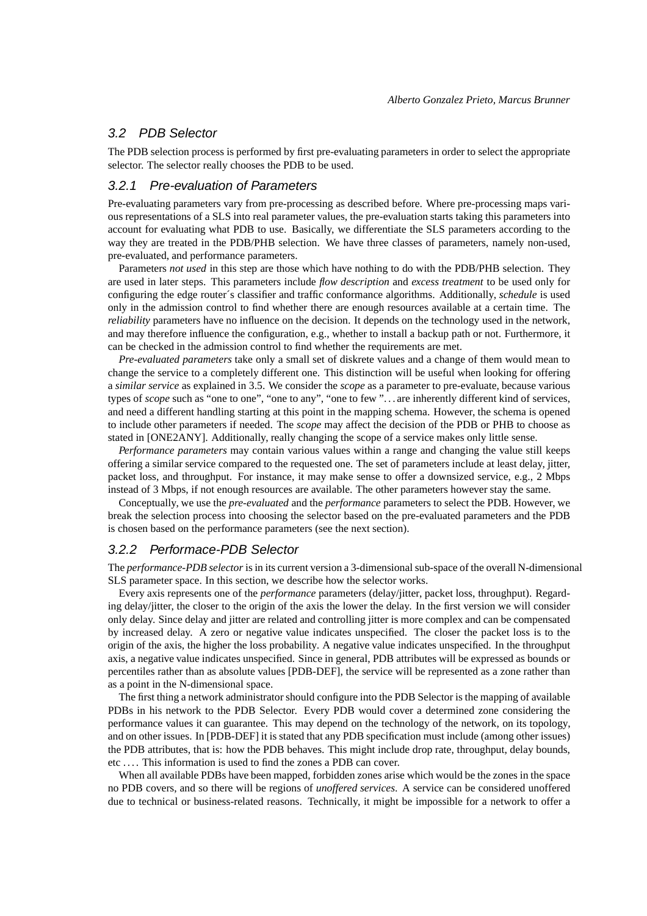## 3.2 PDB Selector

The PDB selection process is performed by first pre-evaluating parameters in order to select the appropriate selector. The selector really chooses the PDB to be used.

### 3.2.1 Pre-evaluation of Parameters

Pre-evaluating parameters vary from pre-processing as described before. Where pre-processing maps various representations of a SLS into real parameter values, the pre-evaluation starts taking this parameters into account for evaluating what PDB to use. Basically, we differentiate the SLS parameters according to the way they are treated in the PDB/PHB selection. We have three classes of parameters, namely non-used, pre-evaluated, and performance parameters.

Parameters *not used* in this step are those which have nothing to do with the PDB/PHB selection. They are used in later steps. This parameters include *flow description* and *excess treatment* to be used only for configuring the edge router´s classifier and traffic conformance algorithms. Additionally, *schedule* is used only in the admission control to find whether there are enough resources available at a certain time. The *reliability* parameters have no influence on the decision. It depends on the technology used in the network, and may therefore influence the configuration, e.g., whether to install a backup path or not. Furthermore, it can be checked in the admission control to find whether the requirements are met.

*Pre-evaluated parameters* take only a small set of diskrete values and a change of them would mean to change the service to a completely different one. This distinction will be useful when looking for offering a *similar service* as explained in 3.5. We consider the *scope* as a parameter to pre-evaluate, because various types of *scope* such as "one to one", "one to any", "one to few "... are inherently different kind of services, and need a different handling starting at this point in the mapping schema. However, the schema is opened to include other parameters if needed. The *scope* may affect the decision of the PDB or PHB to choose as stated in [ONE2ANY]. Additionally, really changing the scope of a service makes only little sense.

*Performance parameters* may contain various values within a range and changing the value still keeps offering a similar service compared to the requested one. The set of parameters include at least delay, jitter, packet loss, and throughput. For instance, it may make sense to offer a downsized service, e.g., 2 Mbps instead of 3 Mbps, if not enough resources are available. The other parameters however stay the same.

Conceptually, we use the *pre-evaluated* and the *performance* parameters to select the PDB. However, we break the selection process into choosing the selector based on the pre-evaluated parameters and the PDB is chosen based on the performance parameters (see the next section).

### 3.2.2 Performace-PDB Selector

The *performance-PDB selector* is in its current version a 3-dimensional sub-space of the overall N-dimensional SLS parameter space. In this section, we describe how the selector works.

Every axis represents one of the *performance* parameters (delay/jitter, packet loss, throughput). Regarding delay/jitter, the closer to the origin of the axis the lower the delay. In the first version we will consider only delay. Since delay and jitter are related and controlling jitter is more complex and can be compensated by increased delay. A zero or negative value indicates unspecified. The closer the packet loss is to the origin of the axis, the higher the loss probability. A negative value indicates unspecified. In the throughput axis, a negative value indicates unspecified. Since in general, PDB attributes will be expressed as bounds or percentiles rather than as absolute values [PDB-DEF], the service will be represented as a zone rather than as a point in the N-dimensional space.

The first thing a network administrator should configure into the PDB Selector is the mapping of available PDBs in his network to the PDB Selector. Every PDB would cover a determined zone considering the performance values it can guarantee. This may depend on the technology of the network, on its topology, and on other issues. In [PDB-DEF] it is stated that any PDB specification must include (among other issues) the PDB attributes, that is: how the PDB behaves. This might include drop rate, throughput, delay bounds, etc .... This information is used to find the zones a PDB can cover.

When all available PDBs have been mapped, forbidden zones arise which would be the zones in the space no PDB covers, and so there will be regions of *unoffered services*. A service can be considered unoffered due to technical or business-related reasons. Technically, it might be impossible for a network to offer a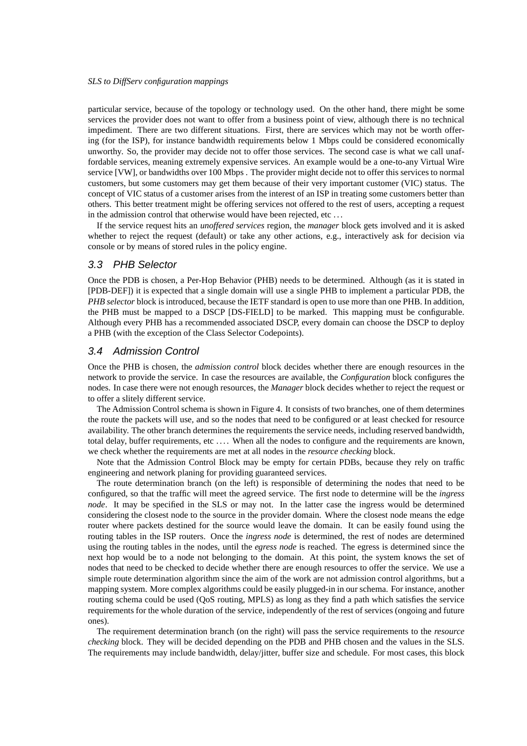particular service, because of the topology or technology used. On the other hand, there might be some services the provider does not want to offer from a business point of view, although there is no technical impediment. There are two different situations. First, there are services which may not be worth offering (for the ISP), for instance bandwidth requirements below 1 Mbps could be considered economically unworthy. So, the provider may decide not to offer those services. The second case is what we call unaffordable services, meaning extremely expensive services. An example would be a one-to-any Virtual Wire service [VW], or bandwidths over 100 Mbps . The provider might decide not to offer this services to normal customers, but some customers may get them because of their very important customer (VIC) status. The concept of VIC status of a customer arises from the interest of an ISP in treating some customers better than others. This better treatment might be offering services not offered to the rest of users, accepting a request in the admission control that otherwise would have been rejected, etc ...

If the service request hits an *unoffered services* region, the *manager* block gets involved and it is asked whether to reject the request (default) or take any other actions, e.g., interactively ask for decision via console or by means of stored rules in the policy engine.

## 3.3 PHB Selector

Once the PDB is chosen, a Per-Hop Behavior (PHB) needs to be determined. Although (as it is stated in [PDB-DEF]) it is expected that a single domain will use a single PHB to implement a particular PDB, the *PHB selector* block is introduced, because the IETF standard is open to use more than one PHB. In addition, the PHB must be mapped to a DSCP [DS-FIELD] to be marked. This mapping must be configurable. Although every PHB has a recommended associated DSCP, every domain can choose the DSCP to deploy a PHB (with the exception of the Class Selector Codepoints).

## 3.4 Admission Control

Once the PHB is chosen, the *admission control* block decides whether there are enough resources in the network to provide the service. In case the resources are available, the *Configuration* block configures the nodes. In case there were not enough resources, the *Manager* block decides whether to reject the request or to offer a slitely different service.

The Admission Control schema is shown in Figure 4. It consists of two branches, one of them determines the route the packets will use, and so the nodes that need to be configured or at least checked for resource availability. The other branch determines the requirements the service needs, including reserved bandwidth, total delay, buffer requirements, etc .... When all the nodes to configure and the requirements are known, we check whether the requirements are met at all nodes in the *resource checking* block.

Note that the Admission Control Block may be empty for certain PDBs, because they rely on traffic engineering and network planing for providing guaranteed services.

The route determination branch (on the left) is responsible of determining the nodes that need to be configured, so that the traffic will meet the agreed service. The first node to determine will be the *ingress node*. It may be specified in the SLS or may not. In the latter case the ingress would be determined considering the closest node to the source in the provider domain. Where the closest node means the edge router where packets destined for the source would leave the domain. It can be easily found using the routing tables in the ISP routers. Once the *ingress node* is determined, the rest of nodes are determined using the routing tables in the nodes, until the *egress node* is reached. The egress is determined since the next hop would be to a node not belonging to the domain. At this point, the system knows the set of nodes that need to be checked to decide whether there are enough resources to offer the service. We use a simple route determination algorithm since the aim of the work are not admission control algorithms, but a mapping system. More complex algorithms could be easily plugged-in in our schema. For instance, another routing schema could be used (QoS routing, MPLS) as long as they find a path which satisfies the service requirements for the whole duration of the service, independently of the rest of services (ongoing and future ones).

The requirement determination branch (on the right) will pass the service requirements to the *resource checking* block. They will be decided depending on the PDB and PHB chosen and the values in the SLS. The requirements may include bandwidth, delay/jitter, buffer size and schedule. For most cases, this block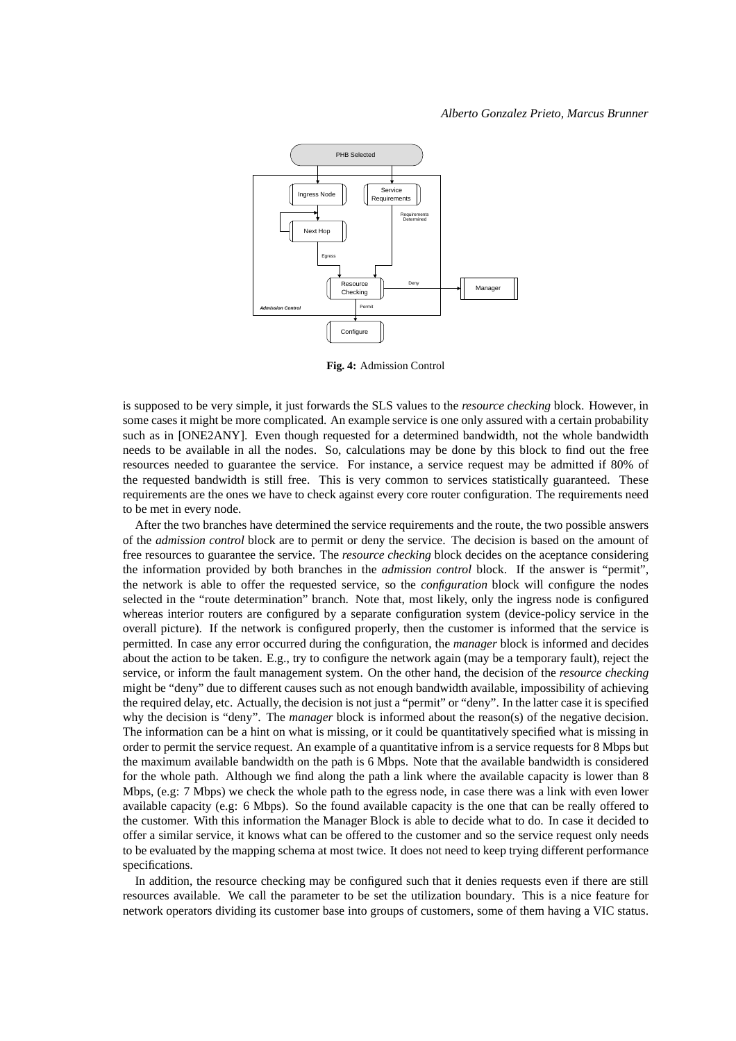**Fig. 4:** Admission Control

is supposed to be very simple, it just forwards the SLS values to the *resource checking* block. However, in some cases it might be more complicated. An example service is one only assured with a certain probability such as in [ONE2ANY]. Even though requested for a determined bandwidth, not the whole bandwidth needs to be available in all the nodes. So, calculations may be done by this block to find out the free resources needed to guarantee the service. For instance, a service request may be admitted if 80% of the requested bandwidth is still free. This is very common to services statistically guaranteed. These requirements are the ones we have to check against every core router configuration. The requirements need to be met in every node.

After the two branches have determined the service requirements and the route, the two possible answers of the *admission control* block are to permit or deny the service. The decision is based on the amount of free resources to guarantee the service. The *resource checking* block decides on the aceptance considering the information provided by both branches in the *admission control* block. If the answer is "permit", the network is able to offer the requested service, so the *configuration* block will configure the nodes selected in the "route determination" branch. Note that, most likely, only the ingress node is configured whereas interior routers are configured by a separate configuration system (device-policy service in the overall picture). If the network is configured properly, then the customer is informed that the service is permitted. In case any error occurred during the configuration, the *manager* block is informed and decides about the action to be taken. E.g., try to configure the network again (may be a temporary fault), reject the service, or inform the fault management system. On the other hand, the decision of the *resource checking* might be "deny" due to different causes such as not enough bandwidth available, impossibility of achieving the required delay, etc. Actually, the decision is not just a "permit" or "deny". In the latter case it is specified why the decision is "deny". The *manager* block is informed about the reason(s) of the negative decision. The information can be a hint on what is missing, or it could be quantitatively specified what is missing in order to permit the service request. An example of a quantitative infrom is a service requests for 8 Mbps but the maximum available bandwidth on the path is 6 Mbps. Note that the available bandwidth is considered for the whole path. Although we find along the path a link where the available capacity is lower than 8 Mbps, (e.g: 7 Mbps) we check the whole path to the egress node, in case there was a link with even lower available capacity (e.g: 6 Mbps). So the found available capacity is the one that can be really offered to the customer. With this information the Manager Block is able to decide what to do. In case it decided to offer a similar service, it knows what can be offered to the customer and so the service request only needs to be evaluated by the mapping schema at most twice. It does not need to keep trying different performance specifications.

In addition, the resource checking may be configured such that it denies requests even if there are still resources available. We call the parameter to be set the utilization boundary. This is a nice feature for network operators dividing its customer base into groups of customers, some of them having a VIC status.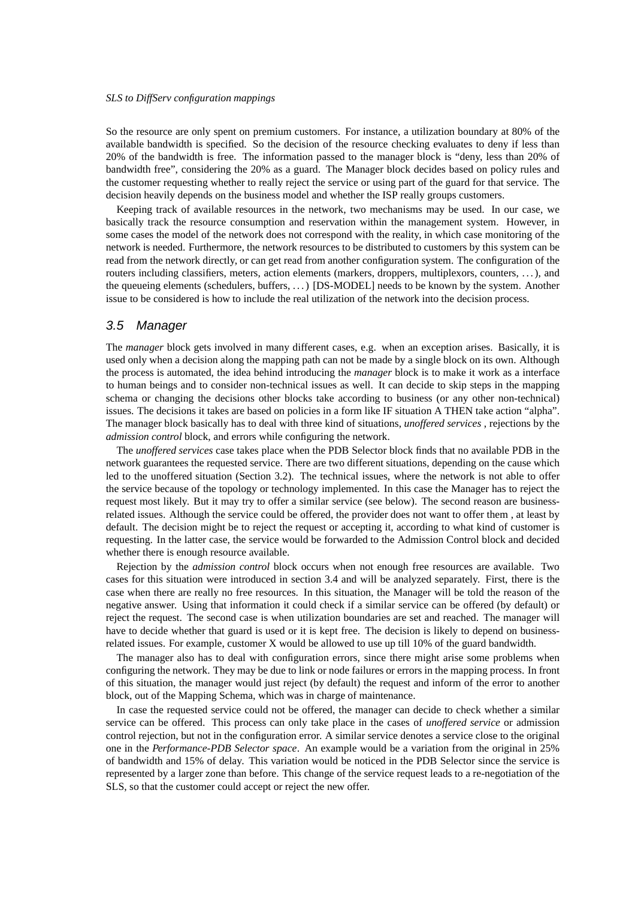So the resource are only spent on premium customers. For instance, a utilization boundary at 80% of the available bandwidth is specified. So the decision of the resource checking evaluates to deny if less than 20% of the bandwidth is free. The information passed to the manager block is "deny, less than 20% of bandwidth free", considering the 20% as a guard. The Manager block decides based on policy rules and the customer requesting whether to really reject the service or using part of the guard for that service. The decision heavily depends on the business model and whether the ISP really groups customers.

Keeping track of available resources in the network, two mechanisms may be used. In our case, we basically track the resource consumption and reservation within the management system. However, in some cases the model of the network does not correspond with the reality, in which case monitoring of the network is needed. Furthermore, the network resources to be distributed to customers by this system can be read from the network directly, or can get read from another configuration system. The configuration of the routers including classifiers, meters, action elements (markers, droppers, multiplexors, counters, . . . ), and the queueing elements (schedulers, buffers, . . . ) [DS-MODEL] needs to be known by the system. Another issue to be considered is how to include the real utilization of the network into the decision process.

## 3.5 Manager

The *manager* block gets involved in many different cases, e.g. when an exception arises. Basically, it is used only when a decision along the mapping path can not be made by a single block on its own. Although the process is automated, the idea behind introducing the *manager* block is to make it work as a interface to human beings and to consider non-technical issues as well. It can decide to skip steps in the mapping schema or changing the decisions other blocks take according to business (or any other non-technical) issues. The decisions it takes are based on policies in a form like IF situation A THEN take action "alpha". The manager block basically has to deal with three kind of situations, *unoffered services* , rejections by the *admission control* block, and errors while configuring the network.

The *unoffered services* case takes place when the PDB Selector block finds that no available PDB in the network guarantees the requested service. There are two different situations, depending on the cause which led to the unoffered situation (Section 3.2). The technical issues, where the network is not able to offer the service because of the topology or technology implemented. In this case the Manager has to reject the request most likely. But it may try to offer a similar service (see below). The second reason are business-related issues. Although the service could be offered, the provider does not want to offer them , at least by default. The decision might be to reject the request or accepting it, according to what kind of customer is requesting. In the latter case, the service would be forwarded to the Admission Control block and decided whether there is enough resource available.

Rejection by the *admission control* block occurs when not enough free resources are available. Two cases for this situation were introduced in section 3.4 and will be analyzed separately. First, there is the case when there are really no free resources. In this situation, the Manager will be told the reason of the negative answer. Using that information it could check if a similar service can be offered (by default) or reject the request. The second case is when utilization boundaries are set and reached. The manager will have to decide whether that guard is used or it is kept free. The decision is likely to depend on business-related issues. For example, customer X would be allowed to use up till 10% of the guard bandwidth.

The manager also has to deal with configuration errors, since there might arise some problems when configuring the network. They may be due to link or node failures or errors in the mapping process. In front of this situation, the manager would just reject (by default) the request and inform of the error to another block, out of the Mapping Schema, which was in charge of maintenance.

In case the requested service could not be offered, the manager can decide to check whether a similar service can be offered. This process can only take place in the cases of *unoffered service* or admission control rejection, but not in the configuration error. A similar service denotes a service close to the original one in the *Performance-PDB Selector space*. An example would be a variation from the original in 25% of bandwidth and 15% of delay. This variation would be noticed in the PDB Selector since the service is represented by a larger zone than before. This change of the service request leads to a re-negotiation of the SLS, so that the customer could accept or reject the new offer.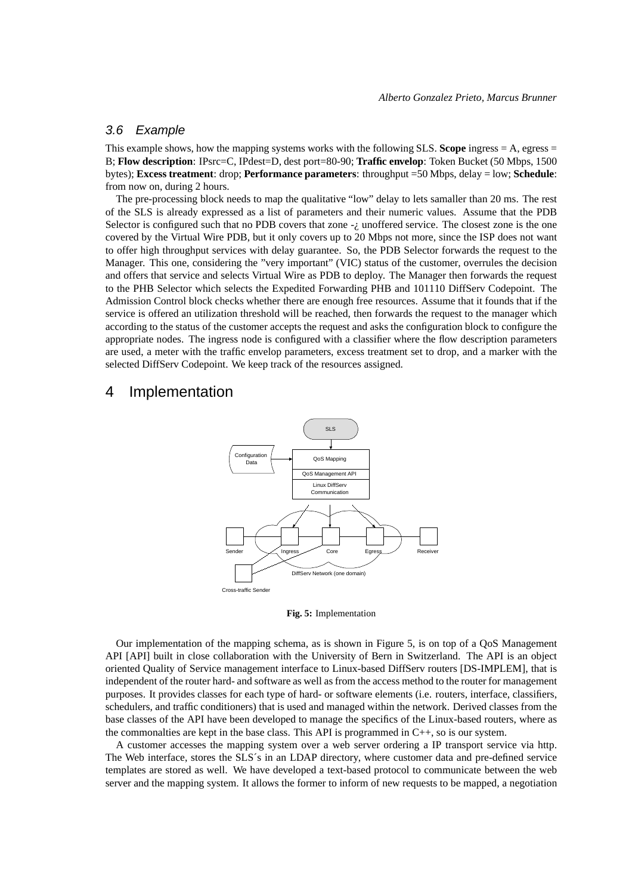### 3.6 Example

This example shows, how the mapping systems works with the following SLS. **Scope** ingress = A, egress = B; **Flow description**: IPsrc=C, IPdest=D, dest port=80-90; **Traffic envelop**: Token Bucket (50 Mbps, 1500 bytes); **Excess treatment**: drop; **Performance parameters**: throughput =50 Mbps, delay = low; **Schedule**: from now on, during 2 hours.

The pre-processing block needs to map the qualitative "low" delay to lets samaller than 20 ms. The rest of the SLS is already expressed as a list of parameters and their numeric values. Assume that the PDB Selector is configured such that no PDB covers that zone -¿ unoffered service. The closest zone is the one covered by the Virtual Wire PDB, but it only covers up to 20 Mbps not more, since the ISP does not want to offer high throughput services with delay guarantee. So, the PDB Selector forwards the request to the Manager. This one, considering the "very important" (VIC) status of the customer, overrules the decision and offers that service and selects Virtual Wire as PDB to deploy. The Manager then forwards the request to the PHB Selector which selects the Expedited Forwarding PHB and 101110 DiffServ Codepoint. The Admission Control block checks whether there are enough free resources. Assume that it founds that if the service is offered an utilization threshold will be reached, then forwards the request to the manager which according to the status of the customer accepts the request and asks the configuration block to configure the appropriate nodes. The ingress node is configured with a classifier where the flow description parameters are used, a meter with the traffic envelop parameters, excess treatment set to drop, and a marker with the selected DiffServ Codepoint. We keep track of the resources assigned.

# 4 Implementation

**Fig. 5:** Implementation

Our implementation of the mapping schema, as is shown in Figure 5, is on top of a QoS Management API [API] built in close collaboration with the University of Bern in Switzerland. The API is an object oriented Quality of Service management interface to Linux-based DiffServ routers [DS-IMPLEM], that is independent of the router hard- and software as well as from the access method to the router for management purposes. It provides classes for each type of hard- or software elements (i.e. routers, interface, classifiers, schedulers, and traffic conditioners) that is used and managed within the network. Derived classes from the base classes of the API have been developed to manage the specifics of the Linux-based routers, where as the commonalties are kept in the base class. This API is programmed in C++, so is our system.

A customer accesses the mapping system over a web server ordering a IP transport service via http. The Web interface, stores the SLS´s in an LDAP directory, where customer data and pre-defined service templates are stored as well. We have developed a text-based protocol to communicate between the web server and the mapping system. It allows the former to inform of new requests to be mapped, a negotiation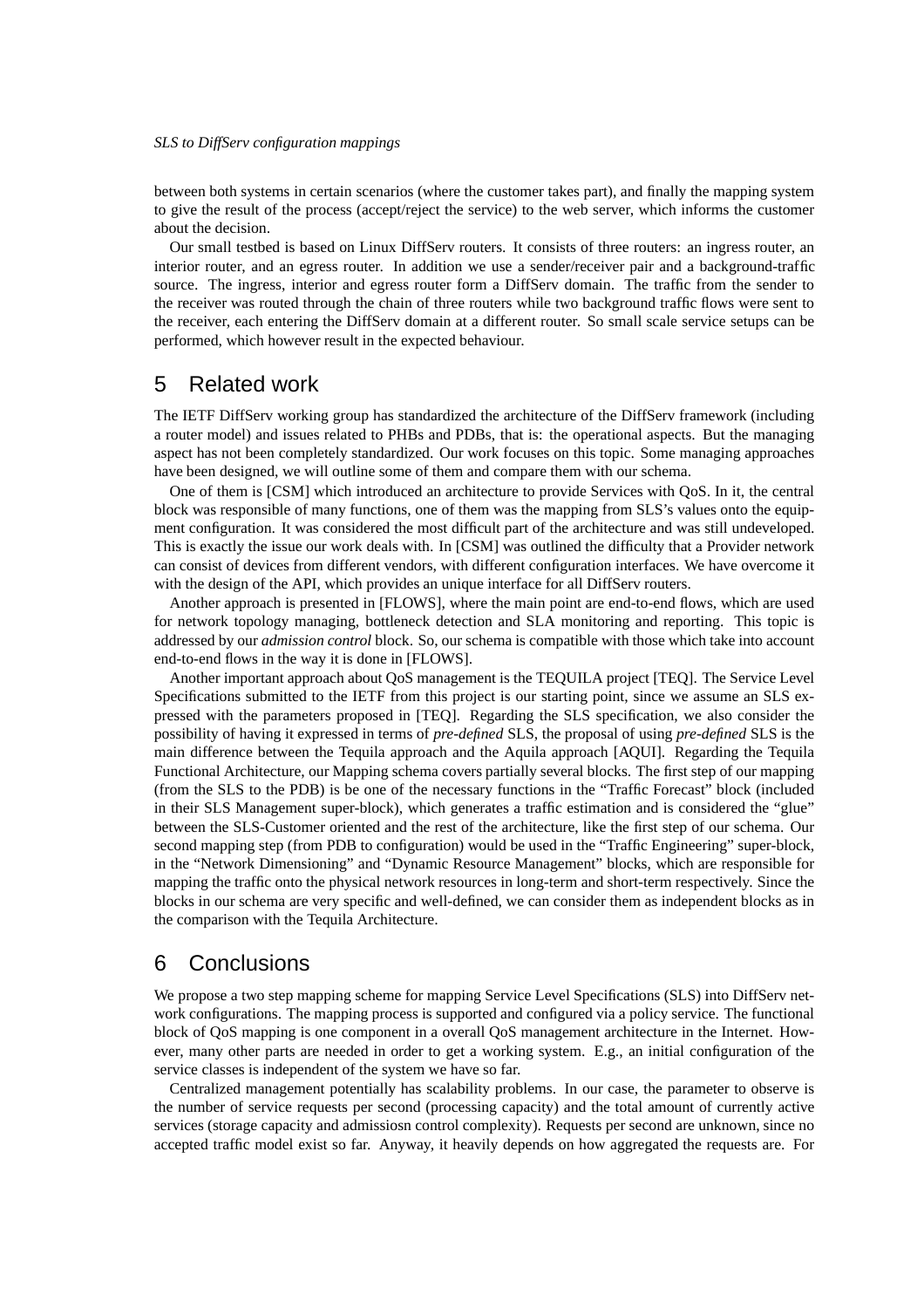between both systems in certain scenarios (where the customer takes part), and finally the mapping system to give the result of the process (accept/reject the service) to the web server, which informs the customer about the decision.

Our small testbed is based on Linux DiffServ routers. It consists of three routers: an ingress router, an interior router, and an egress router. In addition we use a sender/receiver pair and a background-traffic source. The ingress, interior and egress router form a DiffServ domain. The traffic from the sender to the receiver was routed through the chain of three routers while two background traffic flows were sent to the receiver, each entering the DiffServ domain at a different router. So small scale service setups can be performed, which however result in the expected behaviour.

# 5 Related work

The IETF DiffServ working group has standardized the architecture of the DiffServ framework (including a router model) and issues related to PHBs and PDBs, that is: the operational aspects. But the managing aspect has not been completely standardized. Our work focuses on this topic. Some managing approaches have been designed, we will outline some of them and compare them with our schema.

One of them is [CSM] which introduced an architecture to provide Services with QoS. In it, the central block was responsible of many functions, one of them was the mapping from SLS's values onto the equipment configuration. It was considered the most difficult part of the architecture and was still undeveloped. This is exactly the issue our work deals with. In [CSM] was outlined the difficulty that a Provider network can consist of devices from different vendors, with different configuration interfaces. We have overcome it with the design of the API, which provides an unique interface for all DiffServ routers.

Another approach is presented in [FLOWS], where the main point are end-to-end flows, which are used for network topology managing, bottleneck detection and SLA monitoring and reporting. This topic is addressed by our *admission control* block. So, our schema is compatible with those which take into account end-to-end flows in the way it is done in [FLOWS].

Another important approach about QoS management is the TEQUILA project [TEQ]. The Service Level Specifications submitted to the IETF from this project is our starting point, since we assume an SLS expressed with the parameters proposed in [TEQ]. Regarding the SLS specification, we also consider the possibility of having it expressed in terms of *pre-defined* SLS, the proposal of using *pre-defined* SLS is the main difference between the Tequila approach and the Aquila approach [AQUI]. Regarding the Tequila Functional Architecture, our Mapping schema covers partially several blocks. The first step of our mapping (from the SLS to the PDB) is be one of the necessary functions in the "Traffic Forecast" block (included in their SLS Management super-block), which generates a traffic estimation and is considered the "glue" between the SLS-Customer oriented and the rest of the architecture, like the first step of our schema. Our second mapping step (from PDB to configuration) would be used in the "Traffic Engineering" super-block, in the "Network Dimensioning" and "Dynamic Resource Management" blocks, which are responsible for mapping the traffic onto the physical network resources in long-term and short-term respectively. Since the blocks in our schema are very specific and well-defined, we can consider them as independent blocks as in the comparison with the Tequila Architecture.

# 6 Conclusions

We propose a two step mapping scheme for mapping Service Level Specifications (SLS) into DiffServ network configurations. The mapping process is supported and configured via a policy service. The functional block of QoS mapping is one component in a overall QoS management architecture in the Internet. However, many other parts are needed in order to get a working system. E.g., an initial configuration of the service classes is independent of the system we have so far.

Centralized management potentially has scalability problems. In our case, the parameter to observe is the number of service requests per second (processing capacity) and the total amount of currently active services (storage capacity and admissiosn control complexity). Requests per second are unknown, since no accepted traffic model exist so far. Anyway, it heavily depends on how aggregated the requests are. For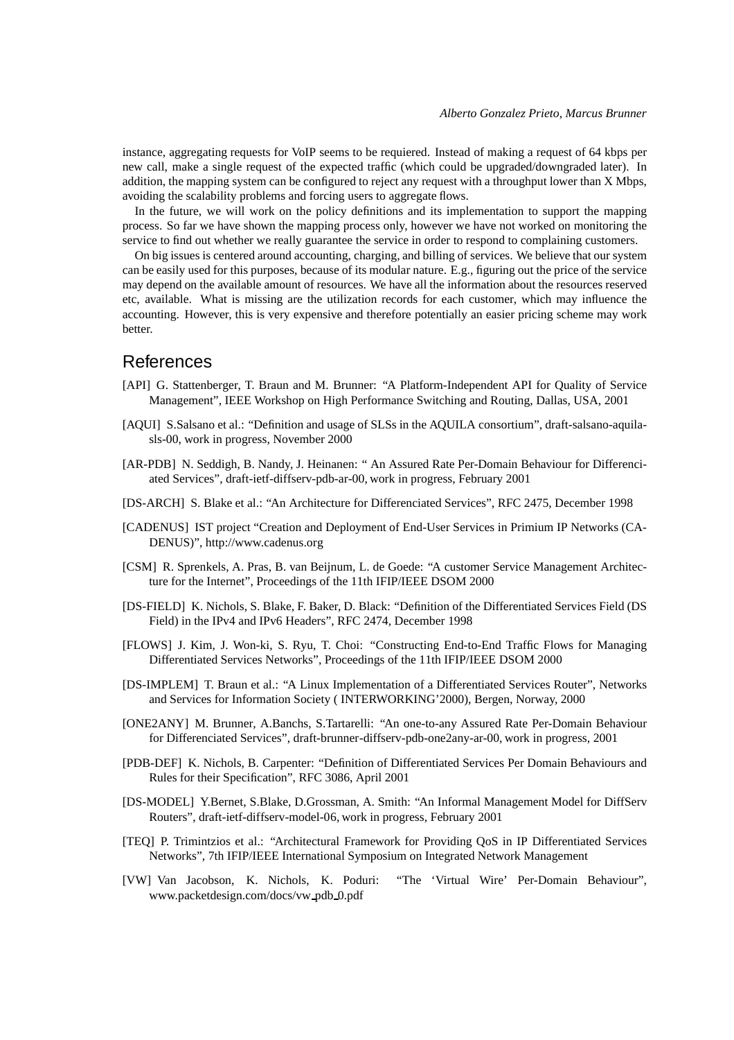instance, aggregating requests for VoIP seems to be requiered. Instead of making a request of 64 kbps per new call, make a single request of the expected traffic (which could be upgraded/downgraded later). In addition, the mapping system can be configured to reject any request with a throughput lower than X Mbps, avoiding the scalability problems and forcing users to aggregate flows.

In the future, we will work on the policy definitions and its implementation to support the mapping process. So far we have shown the mapping process only, however we have not worked on monitoring the service to find out whether we really guarantee the service in order to respond to complaining customers.

On big issues is centered around accounting, charging, and billing of services. We believe that our system can be easily used for this purposes, because of its modular nature. E.g., figuring out the price of the service may depend on the available amount of resources. We have all the information about the resources reserved etc, available. What is missing are the utilization records for each customer, which may influence the accounting. However, this is very expensive and therefore potentially an easier pricing scheme may work better.

## References

[API] G. Stattenberger, T. Braun and M. Brunner: "A Platform-Independent API for Quality of Service Management", IEEE Workshop on High Performance Switching and Routing, Dallas, USA, 2001

[AQUI] S.Salsano et al.: "Definition and usage of SLSs in the AQUILA consortium", draft-salsano-aquila-sls-00, work in progress, November 2000

[AR-PDB] N. Seddigh, B. Nandy, J. Heinanen: " An Assured Rate Per-Domain Behaviour for Differenciated Services", draft-ietf-diffserv-pdb-ar-00, work in progress, February 2001

[DS-ARCH] S. Blake et al.: "An Architecture for Differenciated Services", RFC 2475, December 1998

[CADENUS] IST project "Creation and Deployment of End-User Services in Primium IP Networks (CADENUS)", http://www.cadenus.org

[CSM] R. Sprenkels, A. Pras, B. van Beijnum, L. de Goede: "A customer Service Management Architecture for the Internet", Proceedings of the 11th IFIP/IEEE DSOM 2000

[DS-FIELD] K. Nichols, S. Blake, F. Baker, D. Black: "Definition of the Differentiated Services Field (DS Field) in the IPv4 and IPv6 Headers", RFC 2474, December 1998

[FLOWS] J. Kim, J. Won-ki, S. Ryu, T. Choi: "Constructing End-to-End Traffic Flows for Managing Differentiated Services Networks", Proceedings of the 11th IFIP/IEEE DSOM 2000

[DS-IMPLEM] T. Braun et al.: "A Linux Implementation of a Differentiated Services Router", Networks and Services for Information Society ( INTERWORKING'2000), Bergen, Norway, 2000

[ONE2ANY] M. Brunner, A.Banchs, S.Tartarelli: "An one-to-any Assured Rate Per-Domain Behaviour for Differenciated Services", draft-brunner-diffserv-pdb-one2any-ar-00, work in progress, 2001

[PDB-DEF] K. Nichols, B. Carpenter: "Definition of Differentiated Services Per Domain Behaviours and Rules for their Specification", RFC 3086, April 2001

[DS-MODEL] Y.Bernet, S.Blake, D.Grossman, A. Smith: "An Informal Management Model for DiffServ Routers", draft-ietf-diffserv-model-06, work in progress, February 2001

[TEQ] P. Trimintzios et al.: "Architectural Framework for Providing QoS in IP Differentiated Services Networks", 7th IFIP/IEEE International Symposium on Integrated Network Management

[VW] Van Jacobson, K. Nichols, K. Poduri: "The 'Virtual Wire' Per-Domain Behaviour", www.packetdesign.com/docs/vw_pdb_0.pdf